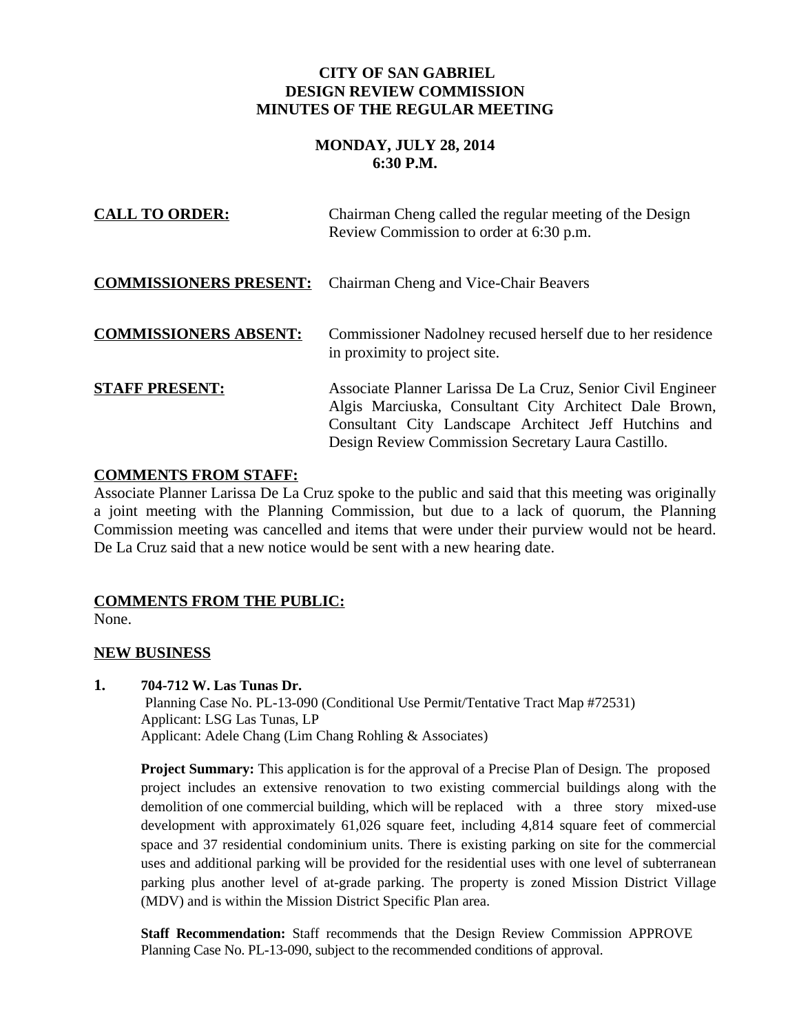# CITY OF SAN GABRIEL
## DESIGN REVIEW COMMISSION
## MINUTES OF THE REGULAR MEETING

**MONDAY, JULY 28, 2014**
**6:30 P.M.**

**CALL TO ORDER:** Chairman Cheng called the regular meeting of the Design Review Commission to order at 6:30 p.m.

**COMMISSIONERS PRESENT:** Chairman Cheng and Vice-Chair Beavers

**COMMISSIONERS ABSENT:** Commissioner Nadolney recused herself due to her residence in proximity to project site.

**STAFF PRESENT:** Associate Planner Larissa De La Cruz, Senior Civil Engineer Algis Marciuska, Consultant City Architect Dale Brown, Consultant City Landscape Architect Jeff Hutchins and Design Review Commission Secretary Laura Castillo.

**COMMENTS FROM STAFF:**
Associate Planner Larissa De La Cruz spoke to the public and said that this meeting was originally a joint meeting with the Planning Commission, but due to a lack of quorum, the Planning Commission meeting was cancelled and items that were under their purview would not be heard. De La Cruz said that a new notice would be sent with a new hearing date.

**COMMENTS FROM THE PUBLIC:**
None.

**NEW BUSINESS**

**1. 704-712 W. Las Tunas Dr.**
Planning Case No. PL-13-090 (Conditional Use Permit/Tentative Tract Map #72531)
Applicant: LSG Las Tunas, LP
Applicant: Adele Chang (Lim Chang Rohling & Associates)

**Project Summary:** This application is for the approval of a Precise Plan of Design. The proposed project includes an extensive renovation to two existing commercial buildings along with the demolition of one commercial building, which will be replaced with a three story mixed-use development with approximately 61,026 square feet, including 4,814 square feet of commercial space and 37 residential condominium units. There is existing parking on site for the commercial uses and additional parking will be provided for the residential uses with one level of subterranean parking plus another level of at-grade parking. The property is zoned Mission District Village (MDV) and is within the Mission District Specific Plan area.

**Staff Recommendation:** Staff recommends that the Design Review Commission APPROVE Planning Case No. PL-13-090, subject to the recommended conditions of approval.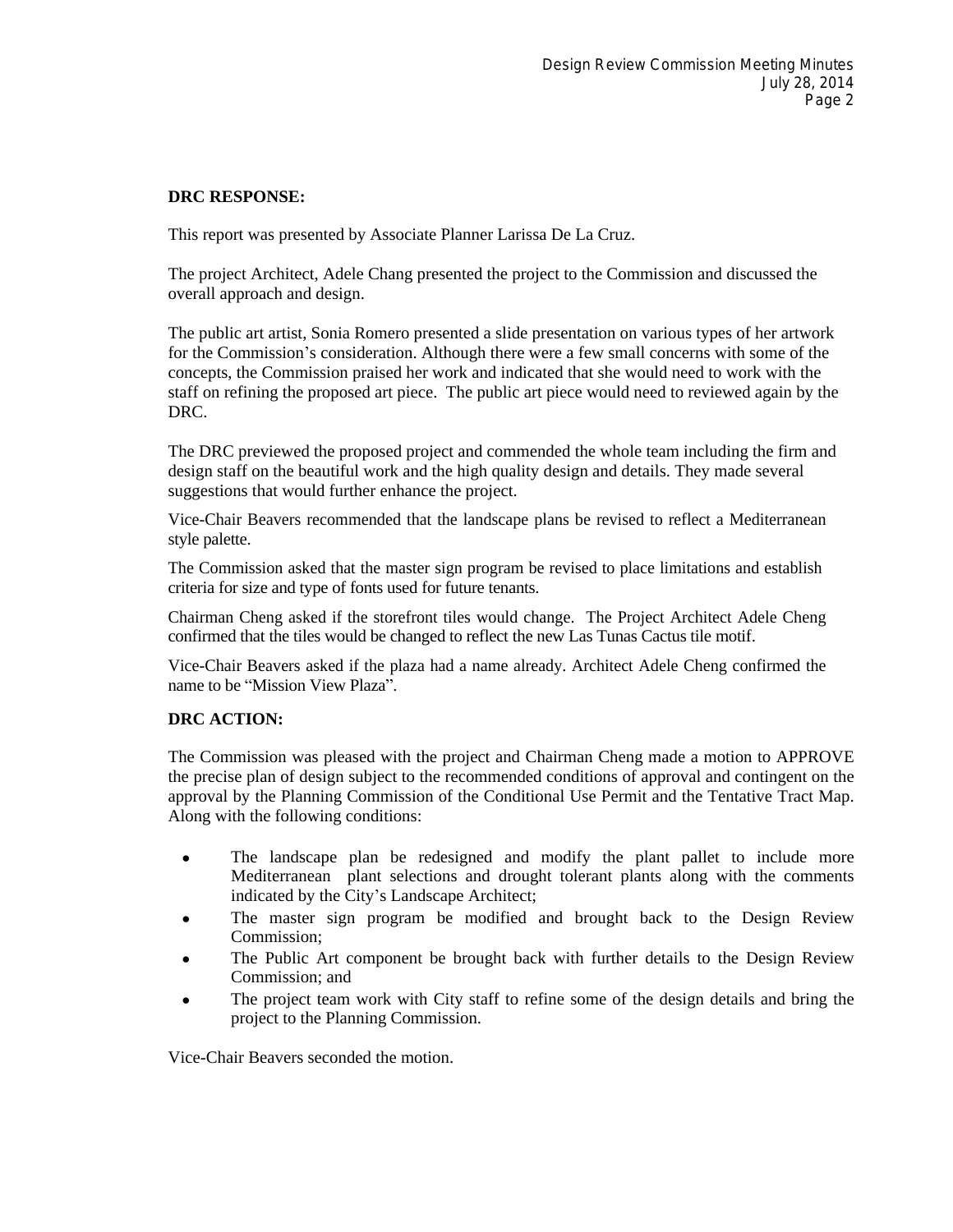**DRC RESPONSE:**

This report was presented by Associate Planner Larissa De La Cruz.

The project Architect, Adele Chang presented the project to the Commission and discussed the overall approach and design.

The public art artist, Sonia Romero presented a slide presentation on various types of her artwork for the Commission's consideration. Although there were a few small concerns with some of the concepts, the Commission praised her work and indicated that she would need to work with the staff on refining the proposed art piece. The public art piece would need to reviewed again by the DRC.

The DRC previewed the proposed project and commended the whole team including the firm and design staff on the beautiful work and the high quality design and details. They made several suggestions that would further enhance the project.

Vice-Chair Beavers recommended that the landscape plans be revised to reflect a Mediterranean style palette.

The Commission asked that the master sign program be revised to place limitations and establish criteria for size and type of fonts used for future tenants.

Chairman Cheng asked if the storefront tiles would change. The Project Architect Adele Cheng confirmed that the tiles would be changed to reflect the new Las Tunas Cactus tile motif.

Vice-Chair Beavers asked if the plaza had a name already. Architect Adele Cheng confirmed the name to be "Mission View Plaza".

**DRC ACTION:**

The Commission was pleased with the project and Chairman Cheng made a motion to APPROVE the precise plan of design subject to the recommended conditions of approval and contingent on the approval by the Planning Commission of the Conditional Use Permit and the Tentative Tract Map. Along with the following conditions:

- The landscape plan be redesigned and modify the plant pallet to include more Mediterranean plant selections and drought tolerant plants along with the comments indicated by the City's Landscape Architect;
- The master sign program be modified and brought back to the Design Review Commission;
- The Public Art component be brought back with further details to the Design Review Commission; and
- The project team work with City staff to refine some of the design details and bring the project to the Planning Commission.

Vice-Chair Beavers seconded the motion.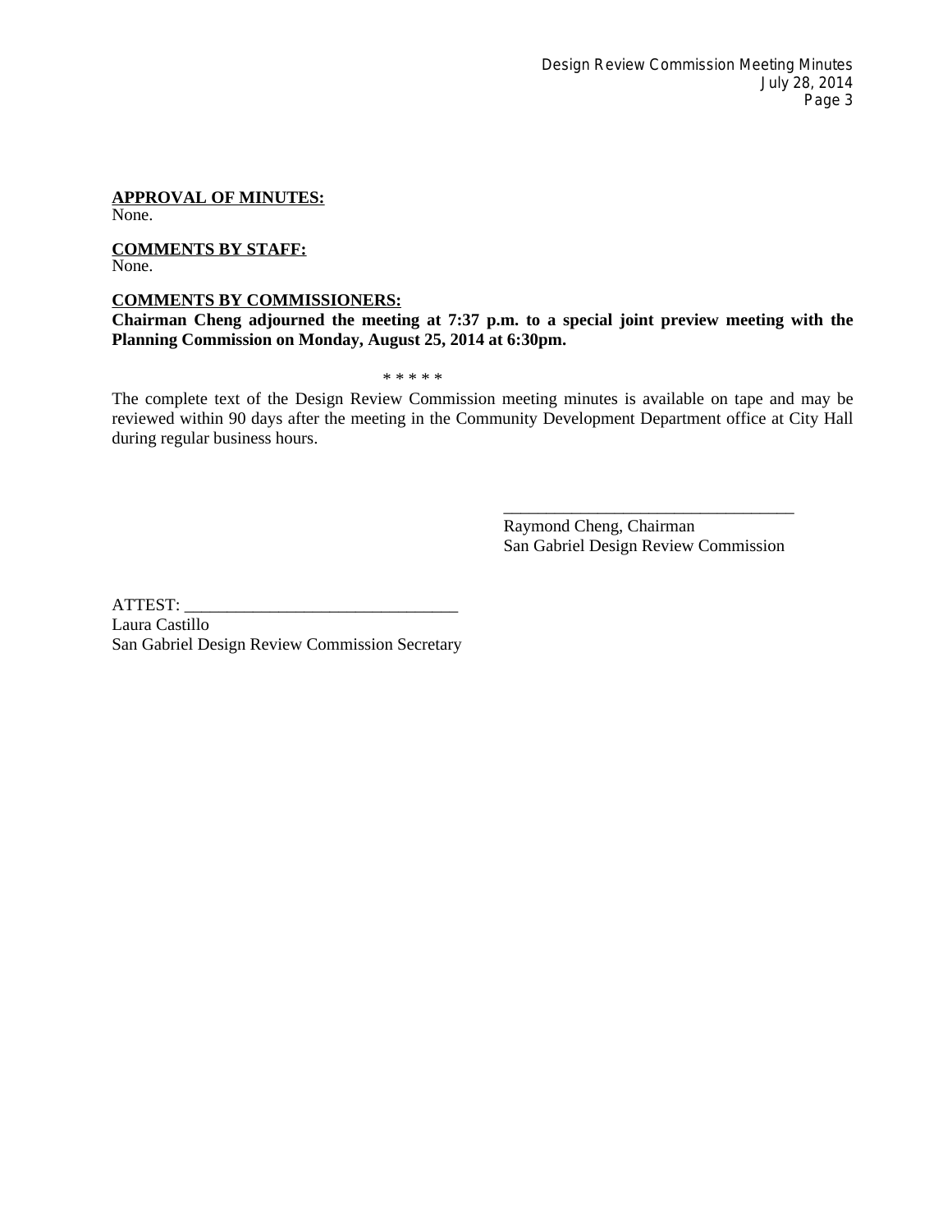**APPROVAL OF MINUTES:**
None.

**COMMENTS BY STAFF:**
None.

**COMMENTS BY COMMISSIONERS:**
**Chairman Cheng adjourned the meeting at 7:37 p.m. to a special joint preview meeting with the Planning Commission on Monday, August 25, 2014 at 6:30pm.**

\* \* \* \* \*

The complete text of the Design Review Commission meeting minutes is available on tape and may be reviewed within 90 days after the meeting in the Community Development Department office at City Hall during regular business hours.

\_\_\_\_\_\_\_\_\_\_\_\_\_\_\_\_\_\_\_\_\_\_\_\_\_\_\_\_\_\_\_\_\_\_
Raymond Cheng, Chairman
San Gabriel Design Review Commission

ATTEST: \_\_\_\_\_\_\_\_\_\_\_\_\_\_\_\_\_\_\_\_\_\_\_\_\_\_\_\_\_\_\_\_
Laura Castillo
San Gabriel Design Review Commission Secretary